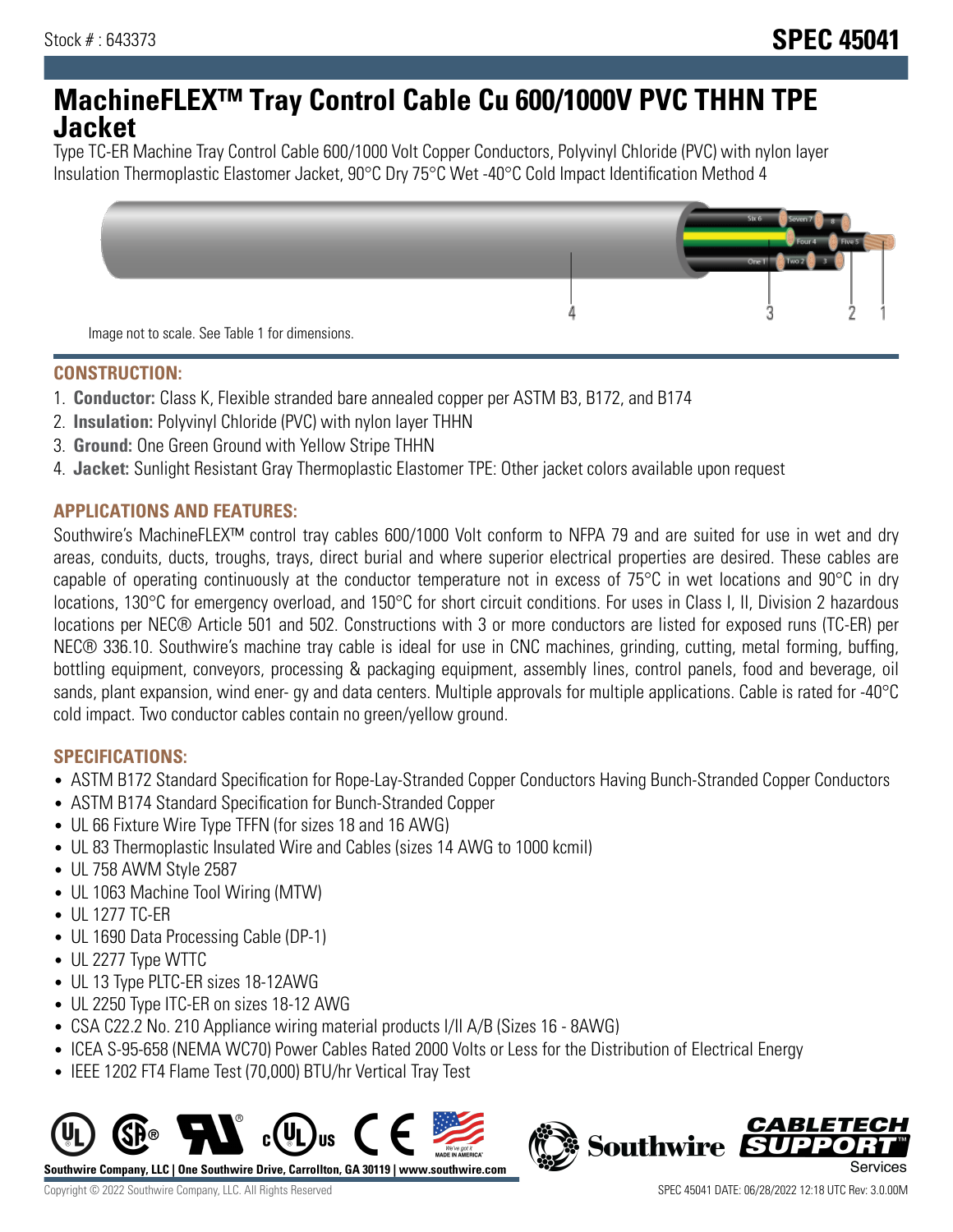Stock # : 643373

# SPEC 45041

# MachineFLEX™ Tray Control Cable Cu 600/1000V PVC THHN TPE Jacket

Type TC-ER Machine Tray Control Cable 600/1000 Volt Copper Conductors, Polyvinyl Chloride (PVC) with nylon layer Insulation Thermoplastic Elastomer Jacket, 90°C Dry 75°C Wet -40°C Cold Impact Identification Method 4

Image not to scale. See Table 1 for dimensions.

## CONSTRUCTION:

1. **Conductor:** Class K, Flexible stranded bare annealed copper per ASTM B3, B172, and B174
2. **Insulation:** Polyvinyl Chloride (PVC) with nylon layer THHN
3. **Ground:** One Green Ground with Yellow Stripe THHN
4. **Jacket:** Sunlight Resistant Gray Thermoplastic Elastomer TPE: Other jacket colors available upon request

## APPLICATIONS AND FEATURES:

Southwire's MachineFLEX™ control tray cables 600/1000 Volt conform to NFPA 79 and are suited for use in wet and dry areas, conduits, ducts, troughs, trays, direct burial and where superior electrical properties are desired. These cables are capable of operating continuously at the conductor temperature not in excess of 75°C in wet locations and 90°C in dry locations, 130°C for emergency overload, and 150°C for short circuit conditions. For uses in Class I, II, Division 2 hazardous locations per NEC® Article 501 and 502. Constructions with 3 or more conductors are listed for exposed runs (TC-ER) per NEC® 336.10. Southwire's machine tray cable is ideal for use in CNC machines, grinding, cutting, metal forming, buffing, bottling equipment, conveyors, processing & packaging equipment, assembly lines, control panels, food and beverage, oil sands, plant expansion, wind ener- gy and data centers. Multiple approvals for multiple applications. Cable is rated for -40°C cold impact. Two conductor cables contain no green/yellow ground.

## SPECIFICATIONS:

- ASTM B172 Standard Specification for Rope-Lay-Stranded Copper Conductors Having Bunch-Stranded Copper Conductors
- ASTM B174 Standard Specification for Bunch-Stranded Copper
- UL 66 Fixture Wire Type TFFN (for sizes 18 and 16 AWG)
- UL 83 Thermoplastic Insulated Wire and Cables (sizes 14 AWG to 1000 kcmil)
- UL 758 AWM Style 2587
- UL 1063 Machine Tool Wiring (MTW)
- UL 1277 TC-ER
- UL 1690 Data Processing Cable (DP-1)
- UL 2277 Type WTTC
- UL 13 Type PLTC-ER sizes 18-12AWG
- UL 2250 Type ITC-ER on sizes 18-12 AWG
- CSA C22.2 No. 210 Appliance wiring material products I/II A/B (Sizes 16 - 8AWG)
- ICEA S-95-658 (NEMA WC70) Power Cables Rated 2000 Volts or Less for the Distribution of Electrical Energy
- IEEE 1202 FT4 Flame Test (70,000) BTU/hr Vertical Tray Test

**Southwire Company, LLC | One Southwire Drive, Carrollton, GA 30119 | www.southwire.com**

Copyright © 2022 Southwire Company, LLC. All Rights Reserved

SPEC 45041 DATE: 06/28/2022 12:18 UTC Rev: 3.0.00M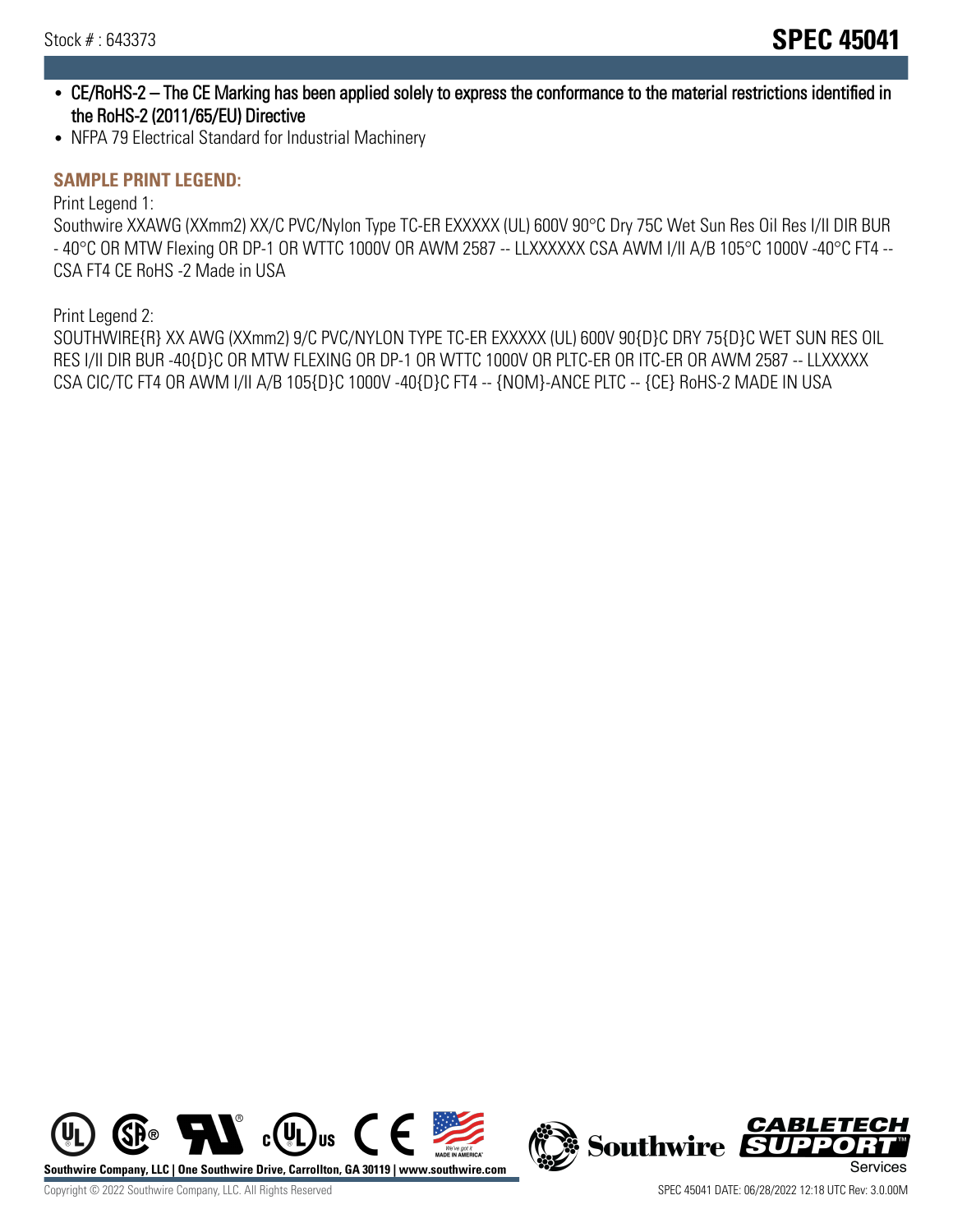- CE/RoHS-2 – The CE Marking has been applied solely to express the conformance to the material restrictions identified in the RoHS-2 (2011/65/EU) Directive
- NFPA 79 Electrical Standard for Industrial Machinery

## SAMPLE PRINT LEGEND:

Print Legend 1:
Southwire XXAWG (XXmm2) XX/C PVC/Nylon Type TC-ER EXXXXX (UL) 600V 90°C Dry 75C Wet Sun Res Oil Res I/II DIR BUR - 40°C OR MTW Flexing OR DP-1 OR WTTC 1000V OR AWM 2587 -- LLXXXXXX CSA AWM I/II A/B 105°C 1000V -40°C FT4 -- CSA FT4 CE RoHS -2 Made in USA

Print Legend 2:
SOUTHWIRE{R} XX AWG (XXmm2) 9/C PVC/NYLON TYPE TC-ER EXXXXX (UL) 600V 90{D}C DRY 75{D}C WET SUN RES OIL RES I/II DIR BUR -40{D}C OR MTW FLEXING OR DP-1 OR WTTC 1000V OR PLTC-ER OR ITC-ER OR AWM 2587 -- LLXXXXX CSA CIC/TC FT4 OR AWM I/II A/B 105{D}C 1000V -40{D}C FT4 -- {NOM}-ANCE PLTC -- {CE} RoHS-2 MADE IN USA

Southwire Company, LLC | One Southwire Drive, Carrollton, GA 30119 | www.southwire.com

Copyright © 2022 Southwire Company, LLC. All Rights Reserved

SPEC 45041 DATE: 06/28/2022 12:18 UTC Rev: 3.0.00M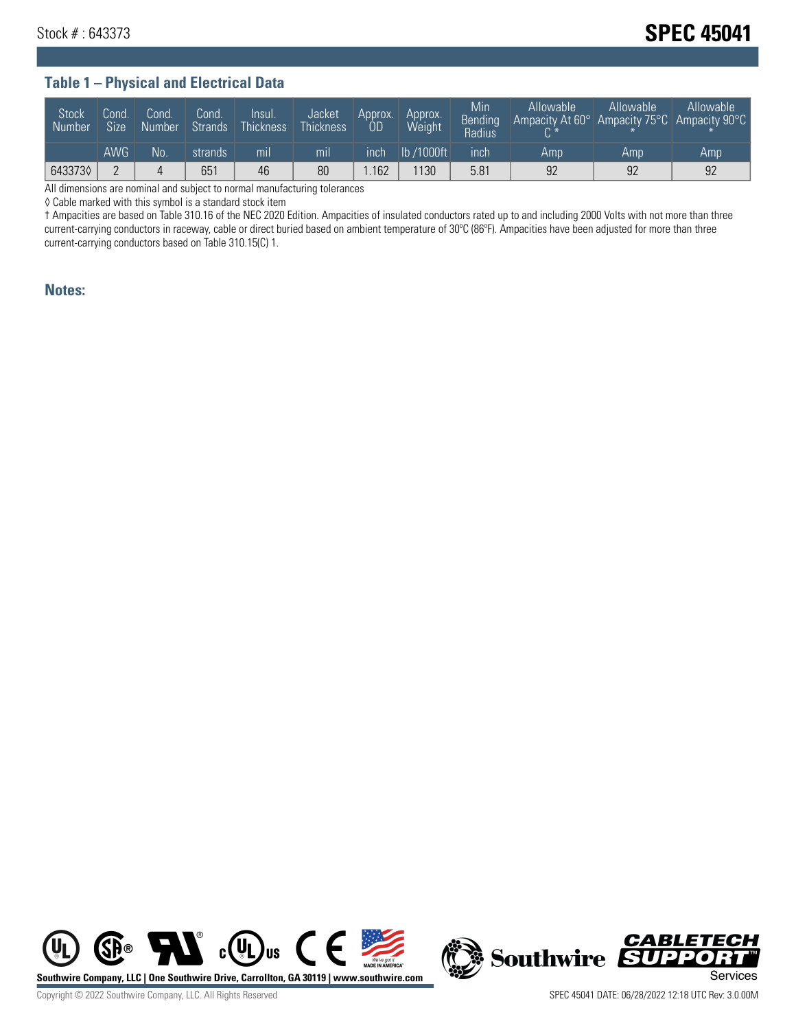## Table 1 – Physical and Electrical Data

| Stock Number | Cond. Size | Cond. Number | Cond. Strands | Insul. Thickness | Jacket Thickness | Approx. OD | Approx. Weight | Min Bending Radius | Allowable Ampacity At 60°C * | Allowable Ampacity 75°C * | Allowable Ampacity 90°C * |
|---|---|---|---|---|---|---|---|---|---|---|---|
| | AWG | No. | strands | mil | mil | inch | lb /1000ft | inch | Amp | Amp | Amp |
| 643373◊ | 2 | 4 | 651 | 46 | 80 | 1.162 | 1130 | 5.81 | 92 | 92 | 92 |

All dimensions are nominal and subject to normal manufacturing tolerances

◊ Cable marked with this symbol is a standard stock item

† Ampacities are based on Table 310.16 of the NEC 2020 Edition. Ampacities of insulated conductors rated up to and including 2000 Volts with not more than three current-carrying conductors in raceway, cable or direct buried based on ambient temperature of 30ºC (86ºF). Ampacities have been adjusted for more than three current-carrying conductors based on Table 310.15(C) 1.

**Notes:**

Southwire Company, LLC | One Southwire Drive, Carrollton, GA 30119 | www.southwire.com

Copyright © 2022 Southwire Company, LLC. All Rights Reserved

SPEC 45041 DATE: 06/28/2022 12:18 UTC Rev: 3.0.00M